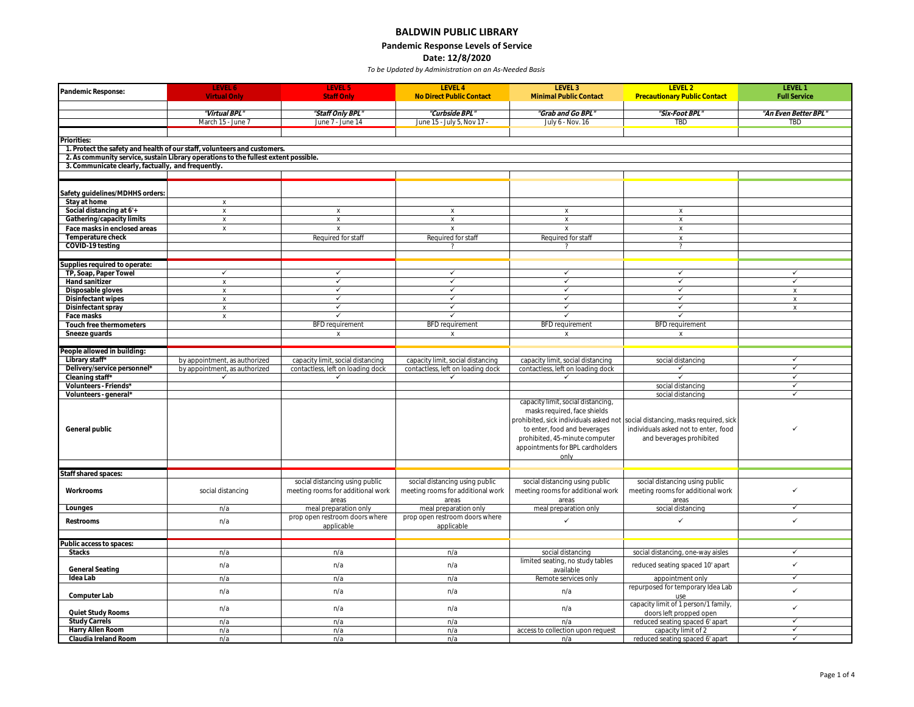# BALDWIN PUBLIC LIBRARY

## Pandemic Response Levels of Service

### Date: 12/8/2020

*To be Updated by Administration on an As-Needed Basis*

| Pandemic Response: | LEVEL 6 Virtual Only | LEVEL 5 Staff Only | LEVEL 4 No Direct Public Contact | LEVEL 3 Minimal Public Contact | LEVEL 2 Precautionary Public Contact | LEVEL 1 Full Service |
|---|---|---|---|---|---|---|
| | *"Virtual BPL"* | *"Staff Only BPL"* | *"Curbside BPL"* | *"Grab and Go BPL"* | *"Six-Foot BPL"* | *"An Even Better BPL"* |
| | March 15 - June 7 | June 7 - June 14 | June 15 - July 5, Nov 17 - | July 6 - Nov. 16 | TBD | TBD |
| **Priorities:** | | | | | | |
| **1. Protect the safety and health of our staff, volunteers and customers.** | | | | | | |
| **2. As community service, sustain Library operations to the fullest extent possible.** | | | | | | |
| **3. Communicate clearly, factually, and frequently.** | | | | | | |
| **Safety guidelines/MDHHS orders:** | | | | | | |
| **Stay at home** | x | | | | | |
| **Social distancing at 6'+** | x | x | x | x | x | |
| **Gathering/capacity limits** | x | x | x | x | x | |
| **Face masks in enclosed areas** | x | x | x | x | x | |
| **Temperature check** | | Required for staff | Required for staff | Required for staff | x | |
| **COVID-19 testing** | | | ? | ? | ? | |
| **Supplies required to operate:** | | | | | | |
| **TP, Soap, Paper Towel** | ✓ | ✓ | ✓ | ✓ | ✓ | ✓ |
| **Hand sanitizer** | x | ✓ | ✓ | ✓ | ✓ | ✓ |
| **Disposable gloves** | x | ✓ | ✓ | ✓ | ✓ | x |
| **Disinfectant wipes** | x | ✓ | ✓ | ✓ | ✓ | x |
| **Disinfectant spray** | x | ✓ | ✓ | ✓ | ✓ | x |
| **Face masks** | x | ✓ | ✓ | ✓ | ✓ | |
| **Touch free thermometers** | | BFD requirement | BFD requirement | BFD requirement | BFD requirement | |
| **Sneeze guards** | | x | x | x | x | |
| **People allowed in building:** | | | | | | |
| **Library staff*** | by appointment, as authorized | capacity limit, social distancing | capacity limit, social distancing | capacity limit, social distancing | social distancing | ✓ |
| **Delivery/service personnel*** | by appointment, as authorized | contactless, left on loading dock | contactless, left on loading dock | contactless, left on loading dock | ✓ | ✓ |
| **Cleaning staff*** | ✓ | ✓ | ✓ | ✓ | ✓ | ✓ |
| **Volunteers - Friends*** | | | | | social distancing | ✓ |
| **Volunteers - general*** | | | | | social distancing | ✓ |
| **General public** | | | | capacity limit, social distancing, masks required, face shields prohibited, sick individuals asked not to enter, food and beverages prohibited, 45-minute computer appointments for BPL cardholders only | social distancing, masks required, sick individuals asked not to enter, food and beverages prohibited | ✓ |
| **Staff shared spaces:** | | | | | | |
| **Workrooms** | social distancing | social distancing using public meeting rooms for additional work areas | social distancing using public meeting rooms for additional work areas | social distancing using public meeting rooms for additional work areas | social distancing using public meeting rooms for additional work areas | ✓ |
| **Lounges** | n/a | meal preparation only | meal preparation only | meal preparation only | social distancing | ✓ |
| **Restrooms** | n/a | prop open restroom doors where applicable | prop open restroom doors where applicable | ✓ | ✓ | ✓ |
| **Public access to spaces:** | | | | | | |
| **Stacks** | n/a | n/a | n/a | social distancing | social distancing, one-way aisles | ✓ |
| **General Seating** | n/a | n/a | n/a | limited seating, no study tables available | reduced seating spaced 10' apart | ✓ |
| **Idea Lab** | n/a | n/a | n/a | Remote services only | appointment only | ✓ |
| **Computer Lab** | n/a | n/a | n/a | n/a | repurposed for temporary Idea Lab use | ✓ |
| **Quiet Study Rooms** | n/a | n/a | n/a | n/a | capacity limit of 1 person/1 family, doors left propped open | ✓ |
| **Study Carrels** | n/a | n/a | n/a | n/a | reduced seating spaced 6' apart | ✓ |
| **Harry Allen Room** | n/a | n/a | n/a | access to collection upon request | capacity limit of 2 | ✓ |
| **Claudia Ireland Room** | n/a | n/a | n/a | n/a | reduced seating spaced 6' apart | ✓ |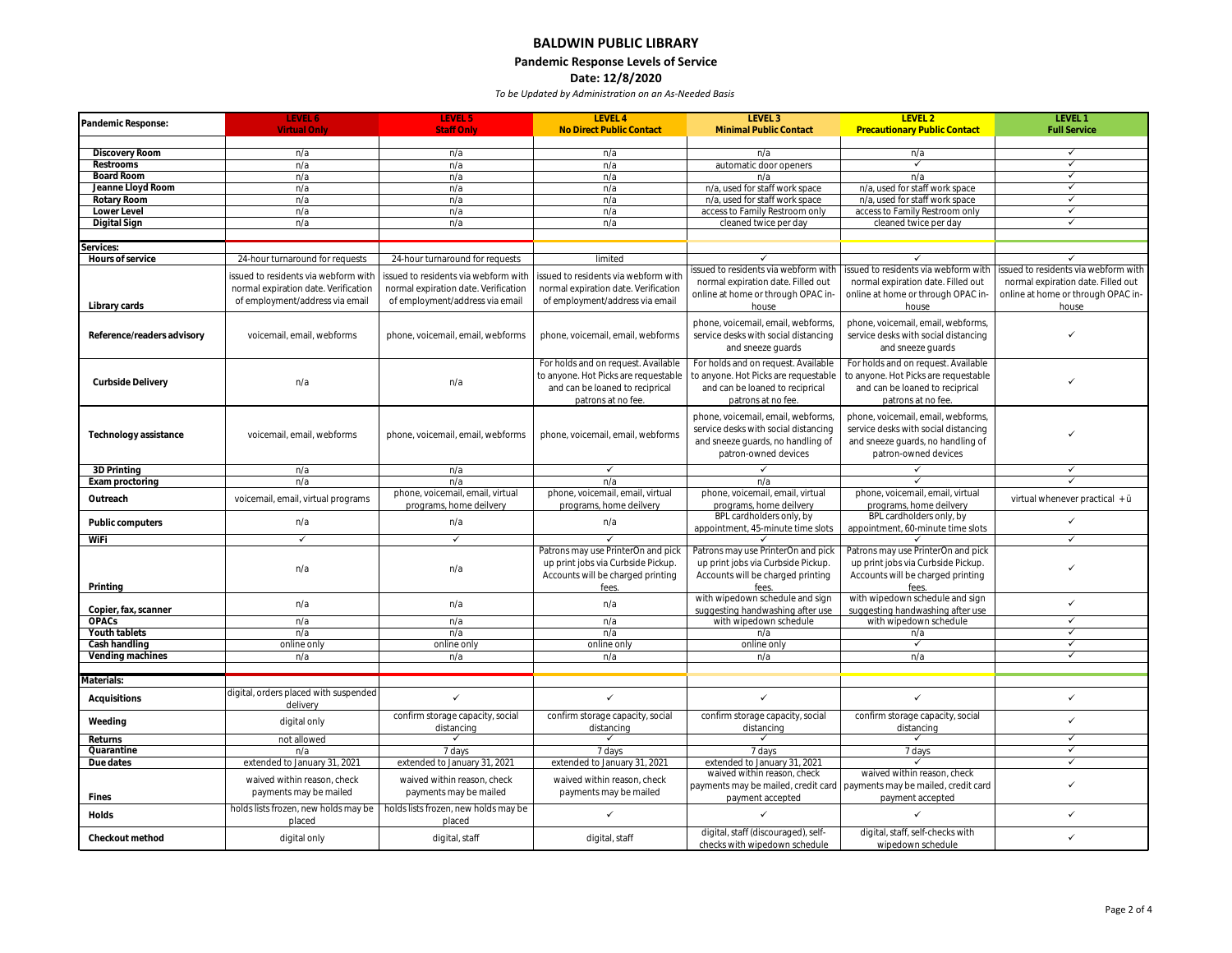# BALDWIN PUBLIC LIBRARY

## Pandemic Response Levels of Service

### Date: 12/8/2020

*To be Updated by Administration on an As-Needed Basis*

| Pandemic Response: | LEVEL 6 Virtual Only | LEVEL 5 Staff Only | LEVEL 4 No Direct Public Contact | LEVEL 3 Minimal Public Contact | LEVEL 2 Precautionary Public Contact | LEVEL 1 Full Service |
|---|---|---|---|---|---|---|
| Discovery Room | n/a | n/a | n/a | n/a | n/a | ✓ |
| Restrooms | n/a | n/a | n/a | automatic door openers | ✓ | ✓ |
| Board Room | n/a | n/a | n/a | n/a | n/a | ✓ |
| Jeanne Lloyd Room | n/a | n/a | n/a | n/a, used for staff work space | n/a, used for staff work space | ✓ |
| Rotary Room | n/a | n/a | n/a | n/a, used for staff work space | n/a, used for staff work space | ✓ |
| Lower Level | n/a | n/a | n/a | access to Family Restroom only | access to Family Restroom only | ✓ |
| Digital Sign | n/a | n/a | n/a | cleaned twice per day | cleaned twice per day | ✓ |
| **Services:** | | | | | | |
| Hours of service | 24-hour turnaround for requests | 24-hour turnaround for requests | limited | ✓ | ✓ | ✓ |
| Library cards | issued to residents via webform with normal expiration date. Verification of employment/address via email | issued to residents via webform with normal expiration date. Verification of employment/address via email | issued to residents via webform with normal expiration date. Verification of employment/address via email | issued to residents via webform with normal expiration date. Filled out online at home or through OPAC in-house | issued to residents via webform with normal expiration date. Filled out online at home or through OPAC in-house | issued to residents via webform with normal expiration date. Filled out online at home or through OPAC in-house |
| Reference/readers advisory | voicemail, email, webforms | phone, voicemail, email, webforms | phone, voicemail, email, webforms | phone, voicemail, email, webforms, service desks with social distancing and sneeze guards | phone, voicemail, email, webforms, service desks with social distancing and sneeze guards | ✓ |
| Curbside Delivery | n/a | n/a | For holds and on request. Available to anyone. Hot Picks are requestable and can be loaned to reciprocal patrons at no fee. | For holds and on request. Available to anyone. Hot Picks are requestable and can be loaned to reciprocal patrons at no fee. | For holds and on request. Available to anyone. Hot Picks are requestable and can be loaned to reciprocal patrons at no fee. | ✓ |
| Technology assistance | voicemail, email, webforms | phone, voicemail, email, webforms | phone, voicemail, email, webforms | phone, voicemail, email, webforms, service desks with social distancing and sneeze guards, no handling of patron-owned devices | phone, voicemail, email, webforms, service desks with social distancing and sneeze guards, no handling of patron-owned devices | ✓ |
| 3D Printing | n/a | n/a | ✓ | ✓ | ✓ | ✓ |
| Exam proctoring | n/a | n/a | n/a | n/a | ✓ | ✓ |
| Outreach | voicemail, email, virtual programs | phone, voicemail, email, virtual programs, home deilvery | phone, voicemail, email, virtual programs, home deilvery | phone, voicemail, email, virtual programs, home deilvery | phone, voicemail, email, virtual programs, home deilvery | virtual whenever practical + ü |
| Public computers | n/a | n/a | n/a | BPL cardholders only, by appointment, 45-minute time slots | BPL cardholders only, by appointment, 60-minute time slots | ✓ |
| WiFi | ✓ | ✓ | ✓ | ✓ | ✓ | ✓ |
| Printing | n/a | n/a | Patrons may use PrinterOn and pick up print jobs via Curbside Pickup. Accounts will be charged printing fees. | Patrons may use PrinterOn and pick up print jobs via Curbside Pickup. Accounts will be charged printing fees. | Patrons may use PrinterOn and pick up print jobs via Curbside Pickup. Accounts will be charged printing fees. | ✓ |
| Copier, fax, scanner | n/a | n/a | n/a | with wipedown schedule and sign suggesting handwashing after use | with wipedown schedule and sign suggesting handwashing after use | ✓ |
| OPACs | n/a | n/a | n/a | with wipedown schedule | with wipedown schedule | ✓ |
| Youth tablets | n/a | n/a | n/a | n/a | n/a | ✓ |
| Cash handling | online only | online only | online only | online only | ✓ | ✓ |
| Vending machines | n/a | n/a | n/a | n/a | n/a | ✓ |
| **Materials:** | | | | | | |
| Acquisitions | digital, orders placed with suspended delivery | ✓ | ✓ | ✓ | ✓ | ✓ |
| Weeding | digital only | confirm storage capacity, social distancing | confirm storage capacity, social distancing | confirm storage capacity, social distancing | confirm storage capacity, social distancing | ✓ |
| Returns | not allowed | ✓ | ✓ | ✓ | ✓ | ✓ |
| Quarantine | n/a | 7 days | 7 days | 7 days | 7 days | ✓ |
| Due dates | extended to January 31, 2021 | extended to January 31, 2021 | extended to January 31, 2021 | extended to January 31, 2021 | ✓ | ✓ |
| Fines | waived within reason, check payments may be mailed | waived within reason, check payments may be mailed | waived within reason, check payments may be mailed | waived within reason, check payments may be mailed, credit card payment accepted | waived within reason, check payments may be mailed, credit card payment accepted | ✓ |
| Holds | holds lists frozen, new holds may be placed | holds lists frozen, new holds may be placed | ✓ | ✓ | ✓ | ✓ |
| Checkout method | digital only | digital, staff | digital, staff | digital, staff (discouraged), self-checks with wipedown schedule | digital, staff, self-checks with wipedown schedule | ✓ |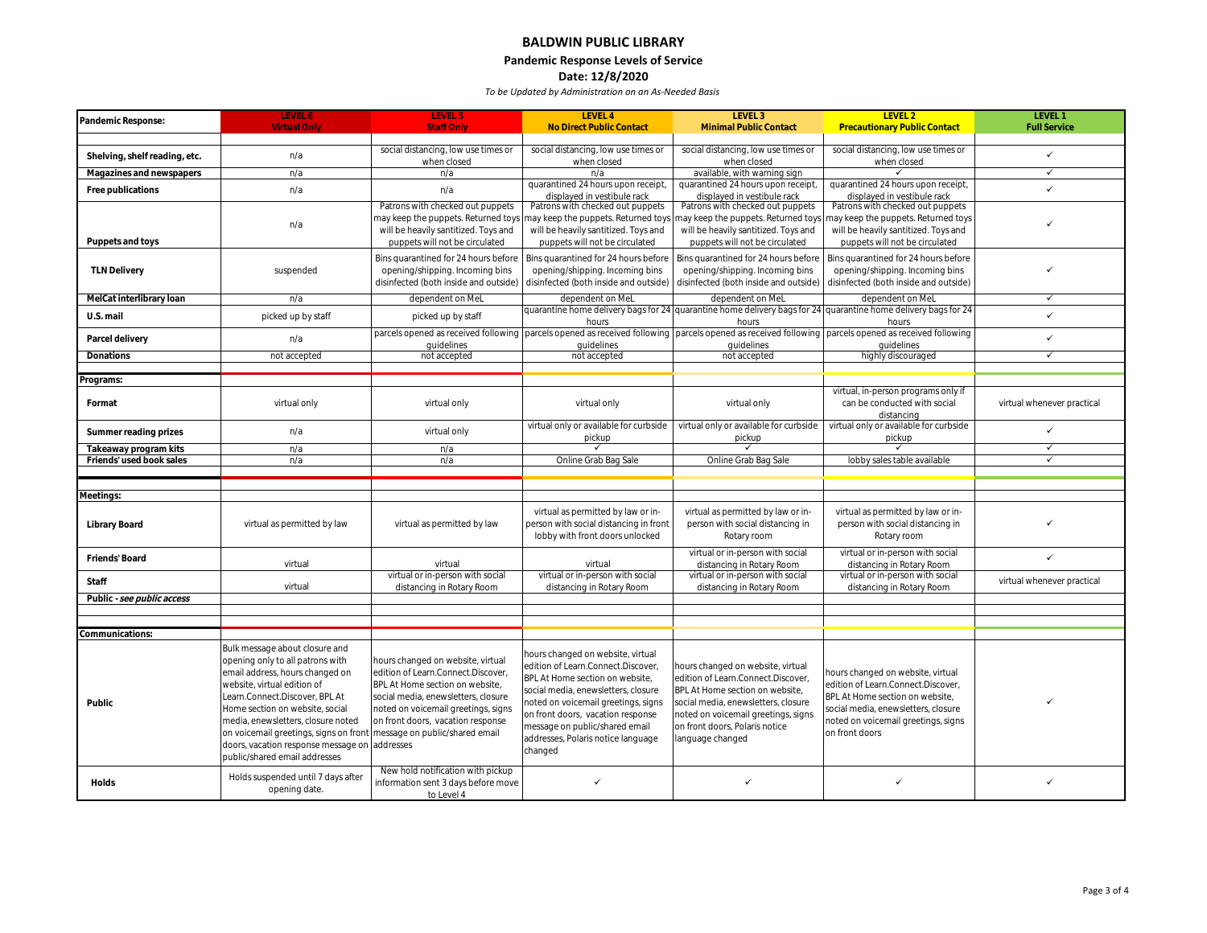# BALDWIN PUBLIC LIBRARY

## Pandemic Response Levels of Service

**Date: 12/8/2020**

*To be Updated by Administration on an As-Needed Basis*

| Pandemic Response: | LEVEL 6 Virtual Only | LEVEL 5 Staff Only | LEVEL 4 No Direct Public Contact | LEVEL 3 Minimal Public Contact | LEVEL 2 Precautionary Public Contact | LEVEL 1 Full Service |
|---|---|---|---|---|---|---|
| **Shelving, shelf reading, etc.** | n/a | social distancing, low use times or when closed | social distancing, low use times or when closed | social distancing, low use times or when closed | social distancing, low use times or when closed | ✓ |
| **Magazines and newspapers** | n/a | n/a | n/a | available, with warning sign | ✓ | ✓ |
| **Free publications** | n/a | n/a | quarantined 24 hours upon receipt, displayed in vestibule rack | quarantined 24 hours upon receipt, displayed in vestibule rack | quarantined 24 hours upon receipt, displayed in vestibule rack | ✓ |
| **Puppets and toys** | n/a | Patrons with checked out puppets may keep the puppets. Returned toys will be heavily santitized. Toys and puppets will not be circulated | Patrons with checked out puppets may keep the puppets. Returned toys will be heavily santitized. Toys and puppets will not be circulated | Patrons with checked out puppets may keep the puppets. Returned toys will be heavily santitized. Toys and puppets will not be circulated | Patrons with checked out puppets may keep the puppets. Returned toys will be heavily santitized. Toys and puppets will not be circulated | ✓ |
| **TLN Delivery** | suspended | Bins quarantined for 24 hours before opening/shipping. Incoming bins disinfected (both inside and outside) | Bins quarantined for 24 hours before opening/shipping. Incoming bins disinfected (both inside and outside) | Bins quarantined for 24 hours before opening/shipping. Incoming bins disinfected (both inside and outside) | Bins quarantined for 24 hours before opening/shipping. Incoming bins disinfected (both inside and outside) | ✓ |
| **MelCat interlibrary loan** | n/a | dependent on MeL | dependent on MeL | dependent on MeL | dependent on MeL | ✓ |
| **U.S. mail** | picked up by staff | picked up by staff | quarantine home delivery bags for 24 hours | quarantine home delivery bags for 24 hours | quarantine home delivery bags for 24 hours | ✓ |
| **Parcel delivery** | n/a | parcels opened as received following guidelines | parcels opened as received following guidelines | parcels opened as received following guidelines | parcels opened as received following guidelines | ✓ |
| **Donations** | not accepted | not accepted | not accepted | not accepted | highly discouraged | ✓ |
| **Programs:** | | | | | | |
| **Format** | virtual only | virtual only | virtual only | virtual only | virtual, in-person programs only if can be conducted with social distancing | virtual whenever practical |
| **Summer reading prizes** | n/a | virtual only | virtual only or available for curbside pickup | virtual only or available for curbside pickup | virtual only or available for curbside pickup | ✓ |
| **Takeaway program kits** | n/a | n/a | ✓ | ✓ | ✓ | ✓ |
| **Friends' used book sales** | n/a | n/a | Online Grab Bag Sale | Online Grab Bag Sale | lobby sales table available | ✓ |
| **Meetings:** | | | | | | |
| **Library Board** | virtual as permitted by law | virtual as permitted by law | virtual as permitted by law or in-person with social distancing in front lobby with front doors unlocked | virtual as permitted by law or in-person with social distancing in Rotary room | virtual as permitted by law or in-person with social distancing in Rotary room | ✓ |
| **Friends' Board** | virtual | virtual | virtual | virtual or in-person with social distancing in Rotary Room | virtual or in-person with social distancing in Rotary Room | ✓ |
| **Staff** | virtual | virtual or in-person with social distancing in Rotary Room | virtual or in-person with social distancing in Rotary Room | virtual or in-person with social distancing in Rotary Room | virtual or in-person with social distancing in Rotary Room | virtual whenever practical |
| **Public** - ***see public access*** | | | | | | |
| **Communications:** | | | | | | |
| **Public** | Bulk message about closure and opening only to all patrons with email address, hours changed on website, virtual edition of Learn.Connect.Discover, BPL At Home section on website, social media, enewsletters, closure noted on voicemail greetings, signs on front doors, vacation response message on public/shared email addresses | hours changed on website, virtual edition of Learn.Connect.Discover, BPL At Home section on website, social media, enewsletters, closure noted on voicemail greetings, signs on front doors, vacation response message on public/shared email addresses | hours changed on website, virtual edition of Learn.Connect.Discover, BPL At Home section on website, social media, enewsletters, closure noted on voicemail greetings, signs on front doors, vacation response message on public/shared email addresses, Polaris notice language changed | hours changed on website, virtual edition of Learn.Connect.Discover, BPL At Home section on website, social media, enewsletters, closure noted on voicemail greetings, signs on front doors, Polaris notice language changed | hours changed on website, virtual edition of Learn.Connect.Discover, BPL At Home section on website, social media, enewsletters, closure noted on voicemail greetings, signs on front doors | ✓ |
| **Holds** | Holds suspended until 7 days after opening date. | New hold notification with pickup information sent 3 days before move to Level 4 | ✓ | ✓ | ✓ | ✓ |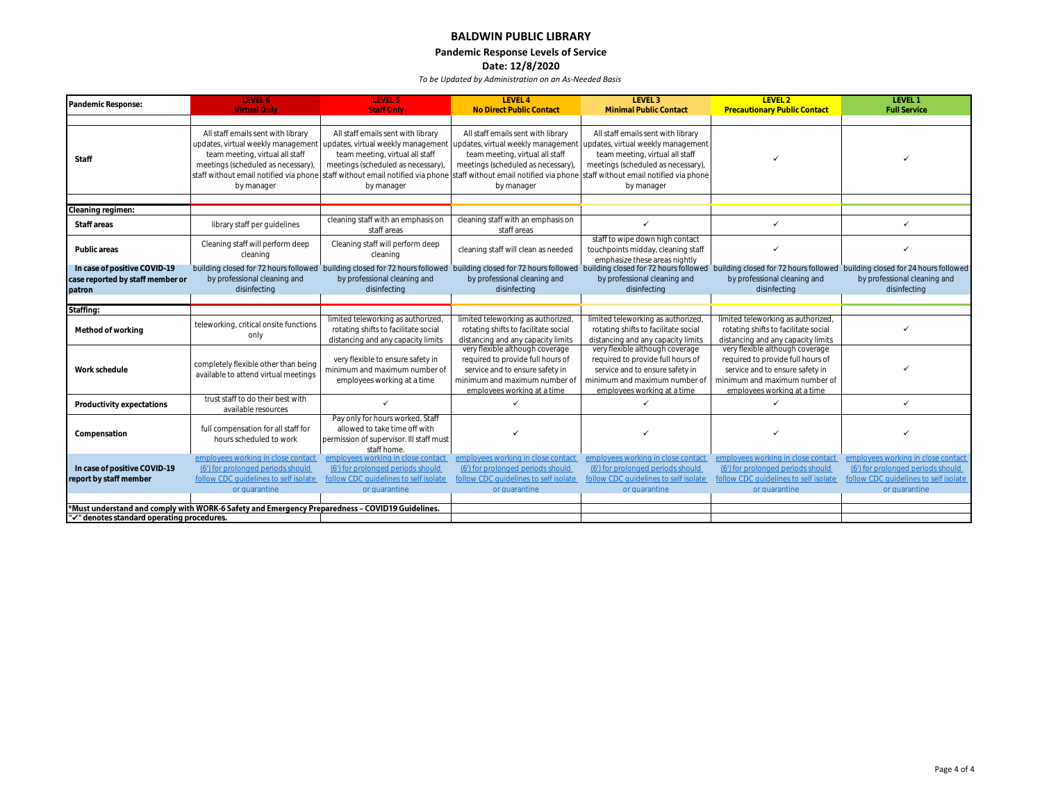# BALDWIN PUBLIC LIBRARY

## Pandemic Response Levels of Service

**Date: 12/8/2020**

*To be Updated by Administration on an As-Needed Basis*

| Pandemic Response: | LEVEL 6 Virtual Only | LEVEL 5 Staff Only | LEVEL 4 No Direct Public Contact | LEVEL 3 Minimal Public Contact | LEVEL 2 Precautionary Public Contact | LEVEL 1 Full Service |
|---|---|---|---|---|---|---|
| **Staff** | All staff emails sent with library updates, virtual weekly management team meeting, virtual all staff meetings (scheduled as necessary), staff without email notified via phone by manager | All staff emails sent with library updates, virtual weekly management team meeting, virtual all staff meetings (scheduled as necessary), staff without email notified via phone by manager | All staff emails sent with library updates, virtual weekly management team meeting, virtual all staff meetings (scheduled as necessary), staff without email notified via phone by manager | All staff emails sent with library updates, virtual weekly management team meeting, virtual all staff meetings (scheduled as necessary), staff without email notified via phone by manager | ✓ | ✓ |
| **Cleaning regimen:** | | | | | | |
| **Staff areas** | library staff per guidelines | cleaning staff with an emphasis on staff areas | cleaning staff with an emphasis on staff areas | ✓ | ✓ | ✓ |
| **Public areas** | Cleaning staff will perform deep cleaning | Cleaning staff will perform deep cleaning | cleaning staff will clean as needed | staff to wipe down high contact touchpoints midday, cleaning staff emphasize these areas nightly | ✓ | ✓ |
| **In case of positive COVID-19 case reported by staff member or patron** | building closed for 72 hours followed by professional cleaning and disinfecting | building closed for 72 hours followed by professional cleaning and disinfecting | building closed for 72 hours followed by professional cleaning and disinfecting | building closed for 72 hours followed by professional cleaning and disinfecting | building closed for 72 hours followed by professional cleaning and disinfecting | building closed for 24 hours followed by professional cleaning and disinfecting |
| **Staffing:** | | | | | | |
| **Method of working** | teleworking, critical onsite functions only | limited teleworking as authorized, rotating shifts to facilitate social distancing and any capacity limits | limited teleworking as authorized, rotating shifts to facilitate social distancing and any capacity limits | limited teleworking as authorized, rotating shifts to facilitate social distancing and any capacity limits | limited teleworking as authorized, rotating shifts to facilitate social distancing and any capacity limits | ✓ |
| **Work schedule** | completely flexible other than being available to attend virtual meetings | very flexible to ensure safety in minimum and maximum number of employees working at a time | very flexible although coverage required to provide full hours of service and to ensure safety in minimum and maximum number of employees working at a time | very flexible although coverage required to provide full hours of service and to ensure safety in minimum and maximum number of employees working at a time | very flexible although coverage required to provide full hours of service and to ensure safety in minimum and maximum number of employees working at a time | ✓ |
| **Productivity expectations** | trust staff to do their best with available resources | ✓ | ✓ | ✓ | ✓ | ✓ |
| **Compensation** | full compensation for all staff for hours scheduled to work | Pay only for hours worked. Staff allowed to take time off with permission of supervisor. Ill staff must stay home. | ✓ | ✓ | ✓ | ✓ |
| **In case of positive COVID-19 report by staff member** | employees working in close contact (6') for prolonged periods should follow CDC guidelines to self isolate or quarantine | employees working in close contact (6') for prolonged periods should follow CDC guidelines to self isolate or quarantine | employees working in close contact (6') for prolonged periods should follow CDC guidelines to self isolate or quarantine | employees working in close contact (6') for prolonged periods should follow CDC guidelines to self isolate or quarantine | employees working in close contact (6') for prolonged periods should follow CDC guidelines to self isolate or quarantine | employees working in close contact (6') for prolonged periods should follow CDC guidelines to self isolate or quarantine |

**\*Must understand and comply with WORK-6 Safety and Emergency Preparedness – COVID19 Guidelines.**

**"✓" denotes standard operating procedures.**